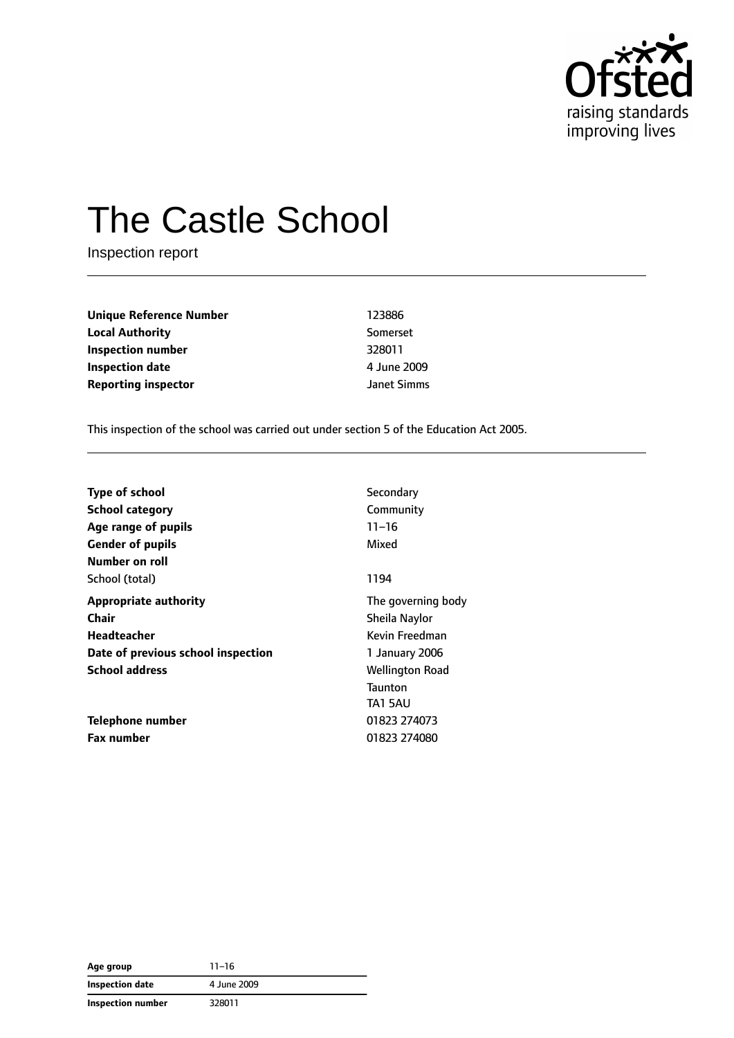# The Castle School

Inspection report

| | |
|---|---|
| **Unique Reference Number** | 123886 |
| **Local Authority** | Somerset |
| **Inspection number** | 328011 |
| **Inspection date** | 4 June 2009 |
| **Reporting inspector** | Janet Simms |

This inspection of the school was carried out under section 5 of the Education Act 2005.

| | |
|---|---|
| **Type of school** | Secondary |
| **School category** | Community |
| **Age range of pupils** | 11–16 |
| **Gender of pupils** | Mixed |
| **Number on roll** | |
| School (total) | 1194 |
| **Appropriate authority** | The governing body |
| **Chair** | Sheila Naylor |
| **Headteacher** | Kevin Freedman |
| **Date of previous school inspection** | 1 January 2006 |
| **School address** | Wellington Road<br>Taunton<br>TA1 5AU |
| **Telephone number** | 01823 274073 |
| **Fax number** | 01823 274080 |

| | |
|---|---|
| **Age group** | 11–16 |
| **Inspection date** | 4 June 2009 |
| **Inspection number** | 328011 |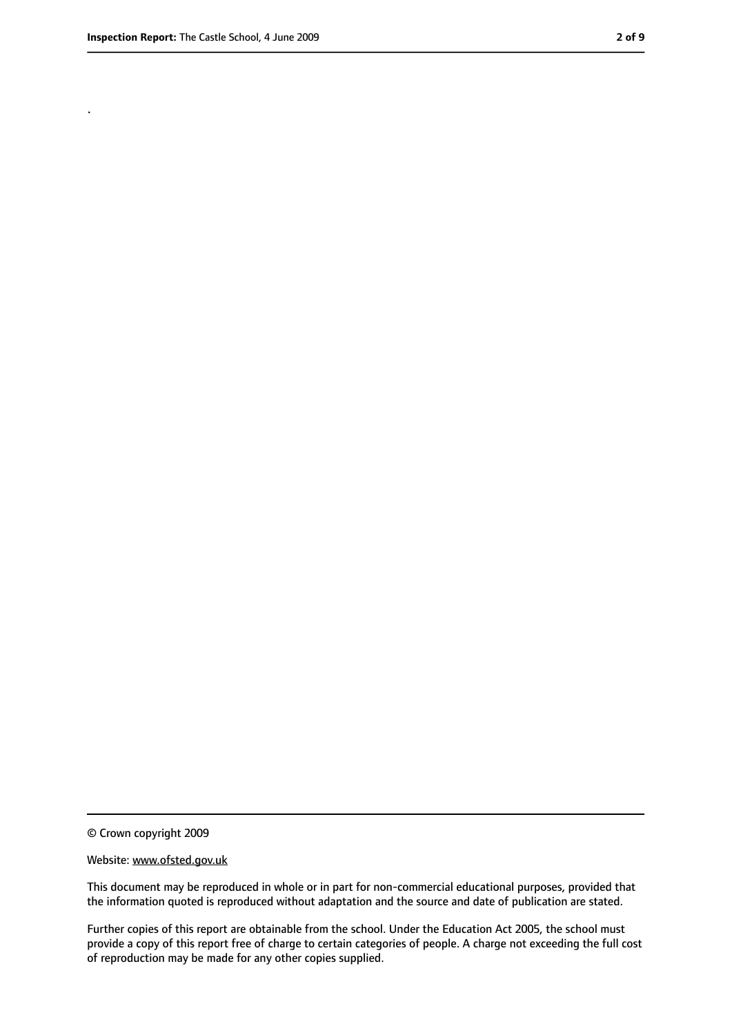.

© Crown copyright 2009

Website: www.ofsted.gov.uk

This document may be reproduced in whole or in part for non-commercial educational purposes, provided that the information quoted is reproduced without adaptation and the source and date of publication are stated.

Further copies of this report are obtainable from the school. Under the Education Act 2005, the school must provide a copy of this report free of charge to certain categories of people. A charge not exceeding the full cost of reproduction may be made for any other copies supplied.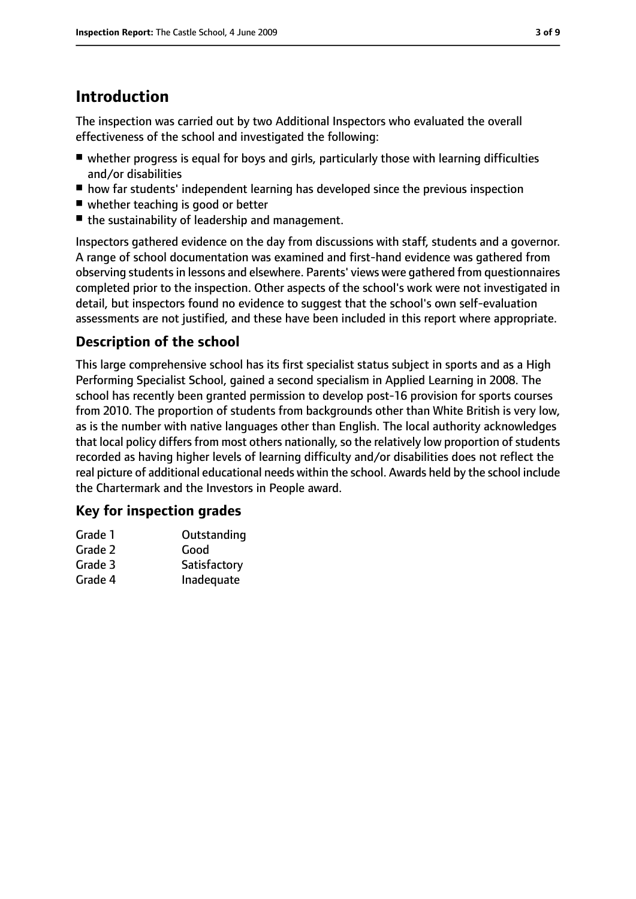## Introduction

The inspection was carried out by two Additional Inspectors who evaluated the overall effectiveness of the school and investigated the following:

- whether progress is equal for boys and girls, particularly those with learning difficulties and/or disabilities
- how far students' independent learning has developed since the previous inspection
- whether teaching is good or better
- the sustainability of leadership and management.

Inspectors gathered evidence on the day from discussions with staff, students and a governor. A range of school documentation was examined and first-hand evidence was gathered from observing students in lessons and elsewhere. Parents' views were gathered from questionnaires completed prior to the inspection. Other aspects of the school's work were not investigated in detail, but inspectors found no evidence to suggest that the school's own self-evaluation assessments are not justified, and these have been included in this report where appropriate.

### Description of the school

This large comprehensive school has its first specialist status subject in sports and as a High Performing Specialist School, gained a second specialism in Applied Learning in 2008. The school has recently been granted permission to develop post-16 provision for sports courses from 2010. The proportion of students from backgrounds other than White British is very low, as is the number with native languages other than English. The local authority acknowledges that local policy differs from most others nationally, so the relatively low proportion of students recorded as having higher levels of learning difficulty and/or disabilities does not reflect the real picture of additional educational needs within the school. Awards held by the school include the Chartermark and the Investors in People award.

### Key for inspection grades

| | |
|---|---|
| Grade 1 | Outstanding |
| Grade 2 | Good |
| Grade 3 | Satisfactory |
| Grade 4 | Inadequate |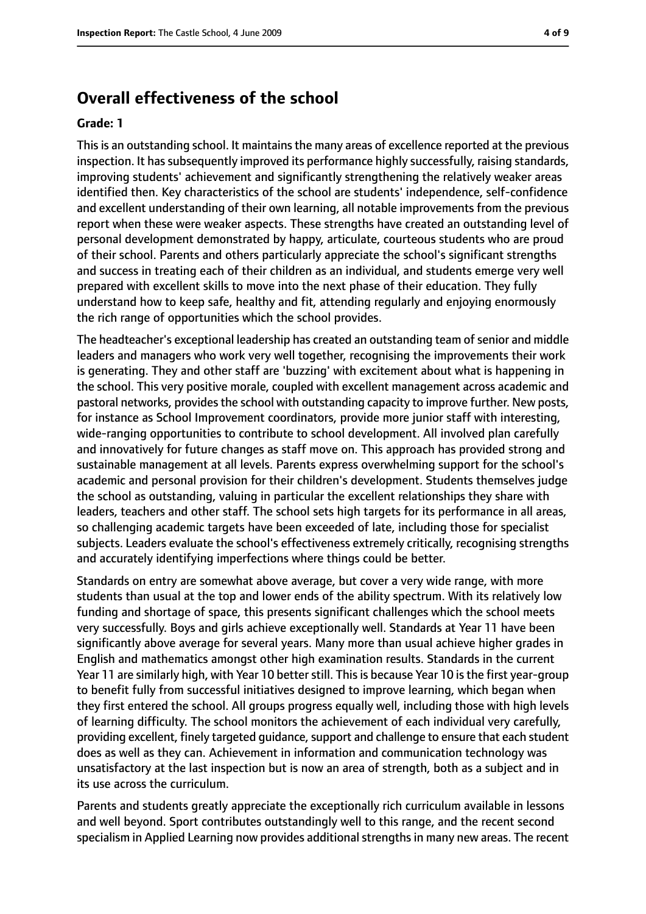## Overall effectiveness of the school

**Grade: 1**

This is an outstanding school. It maintains the many areas of excellence reported at the previous inspection. It has subsequently improved its performance highly successfully, raising standards, improving students' achievement and significantly strengthening the relatively weaker areas identified then. Key characteristics of the school are students' independence, self-confidence and excellent understanding of their own learning, all notable improvements from the previous report when these were weaker aspects. These strengths have created an outstanding level of personal development demonstrated by happy, articulate, courteous students who are proud of their school. Parents and others particularly appreciate the school's significant strengths and success in treating each of their children as an individual, and students emerge very well prepared with excellent skills to move into the next phase of their education. They fully understand how to keep safe, healthy and fit, attending regularly and enjoying enormously the rich range of opportunities which the school provides.

The headteacher's exceptional leadership has created an outstanding team of senior and middle leaders and managers who work very well together, recognising the improvements their work is generating. They and other staff are 'buzzing' with excitement about what is happening in the school. This very positive morale, coupled with excellent management across academic and pastoral networks, provides the school with outstanding capacity to improve further. New posts, for instance as School Improvement coordinators, provide more junior staff with interesting, wide-ranging opportunities to contribute to school development. All involved plan carefully and innovatively for future changes as staff move on. This approach has provided strong and sustainable management at all levels. Parents express overwhelming support for the school's academic and personal provision for their children's development. Students themselves judge the school as outstanding, valuing in particular the excellent relationships they share with leaders, teachers and other staff. The school sets high targets for its performance in all areas, so challenging academic targets have been exceeded of late, including those for specialist subjects. Leaders evaluate the school's effectiveness extremely critically, recognising strengths and accurately identifying imperfections where things could be better.

Standards on entry are somewhat above average, but cover a very wide range, with more students than usual at the top and lower ends of the ability spectrum. With its relatively low funding and shortage of space, this presents significant challenges which the school meets very successfully. Boys and girls achieve exceptionally well. Standards at Year 11 have been significantly above average for several years. Many more than usual achieve higher grades in English and mathematics amongst other high examination results. Standards in the current Year 11 are similarly high, with Year 10 better still. This is because Year 10 is the first year-group to benefit fully from successful initiatives designed to improve learning, which began when they first entered the school. All groups progress equally well, including those with high levels of learning difficulty. The school monitors the achievement of each individual very carefully, providing excellent, finely targeted guidance, support and challenge to ensure that each student does as well as they can. Achievement in information and communication technology was unsatisfactory at the last inspection but is now an area of strength, both as a subject and in its use across the curriculum.

Parents and students greatly appreciate the exceptionally rich curriculum available in lessons and well beyond. Sport contributes outstandingly well to this range, and the recent second specialism in Applied Learning now provides additional strengths in many new areas. The recent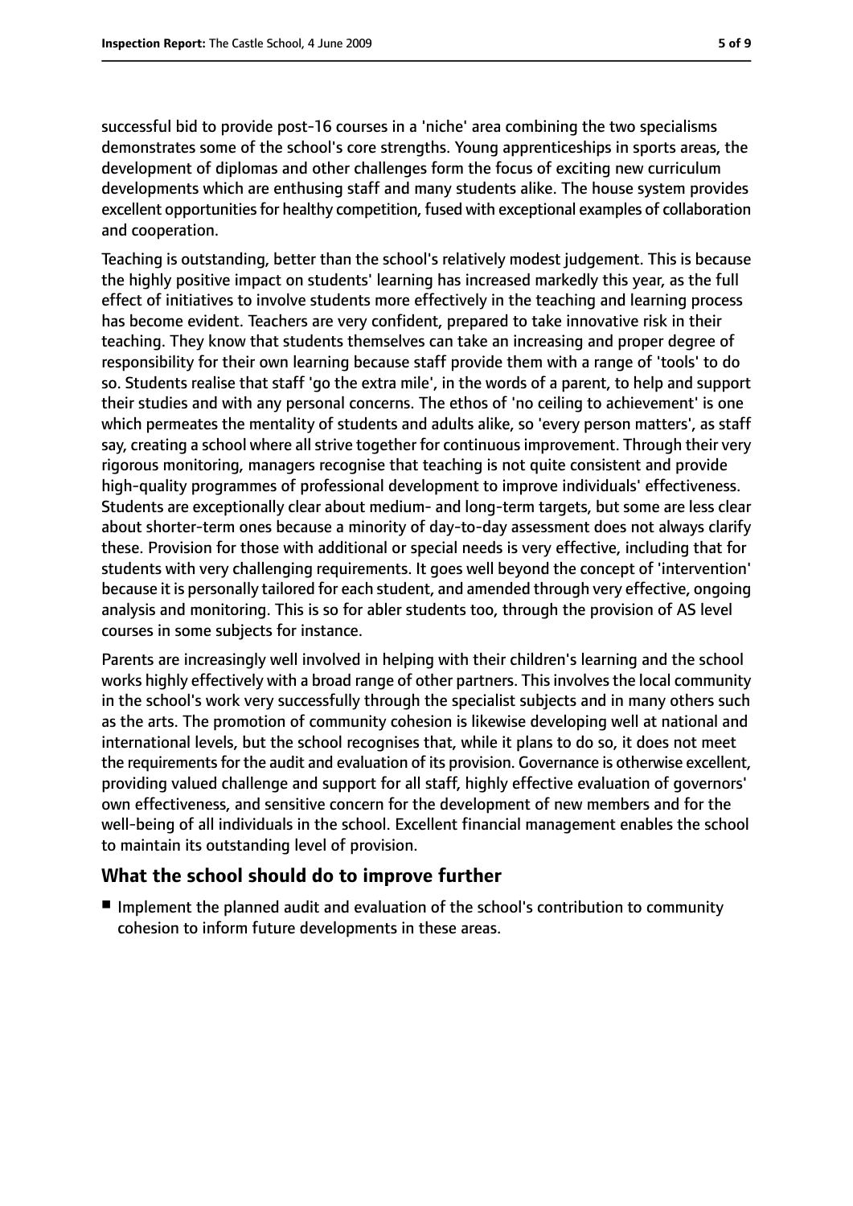successful bid to provide post-16 courses in a 'niche' area combining the two specialisms demonstrates some of the school's core strengths. Young apprenticeships in sports areas, the development of diplomas and other challenges form the focus of exciting new curriculum developments which are enthusing staff and many students alike. The house system provides excellent opportunities for healthy competition, fused with exceptional examples of collaboration and cooperation.

Teaching is outstanding, better than the school's relatively modest judgement. This is because the highly positive impact on students' learning has increased markedly this year, as the full effect of initiatives to involve students more effectively in the teaching and learning process has become evident. Teachers are very confident, prepared to take innovative risk in their teaching. They know that students themselves can take an increasing and proper degree of responsibility for their own learning because staff provide them with a range of 'tools' to do so. Students realise that staff 'go the extra mile', in the words of a parent, to help and support their studies and with any personal concerns. The ethos of 'no ceiling to achievement' is one which permeates the mentality of students and adults alike, so 'every person matters', as staff say, creating a school where all strive together for continuous improvement. Through their very rigorous monitoring, managers recognise that teaching is not quite consistent and provide high-quality programmes of professional development to improve individuals' effectiveness. Students are exceptionally clear about medium- and long-term targets, but some are less clear about shorter-term ones because a minority of day-to-day assessment does not always clarify these. Provision for those with additional or special needs is very effective, including that for students with very challenging requirements. It goes well beyond the concept of 'intervention' because it is personally tailored for each student, and amended through very effective, ongoing analysis and monitoring. This is so for abler students too, through the provision of AS level courses in some subjects for instance.

Parents are increasingly well involved in helping with their children's learning and the school works highly effectively with a broad range of other partners. This involves the local community in the school's work very successfully through the specialist subjects and in many others such as the arts. The promotion of community cohesion is likewise developing well at national and international levels, but the school recognises that, while it plans to do so, it does not meet the requirements for the audit and evaluation of its provision. Governance is otherwise excellent, providing valued challenge and support for all staff, highly effective evaluation of governors' own effectiveness, and sensitive concern for the development of new members and for the well-being of all individuals in the school. Excellent financial management enables the school to maintain its outstanding level of provision.

## What the school should do to improve further

- Implement the planned audit and evaluation of the school's contribution to community cohesion to inform future developments in these areas.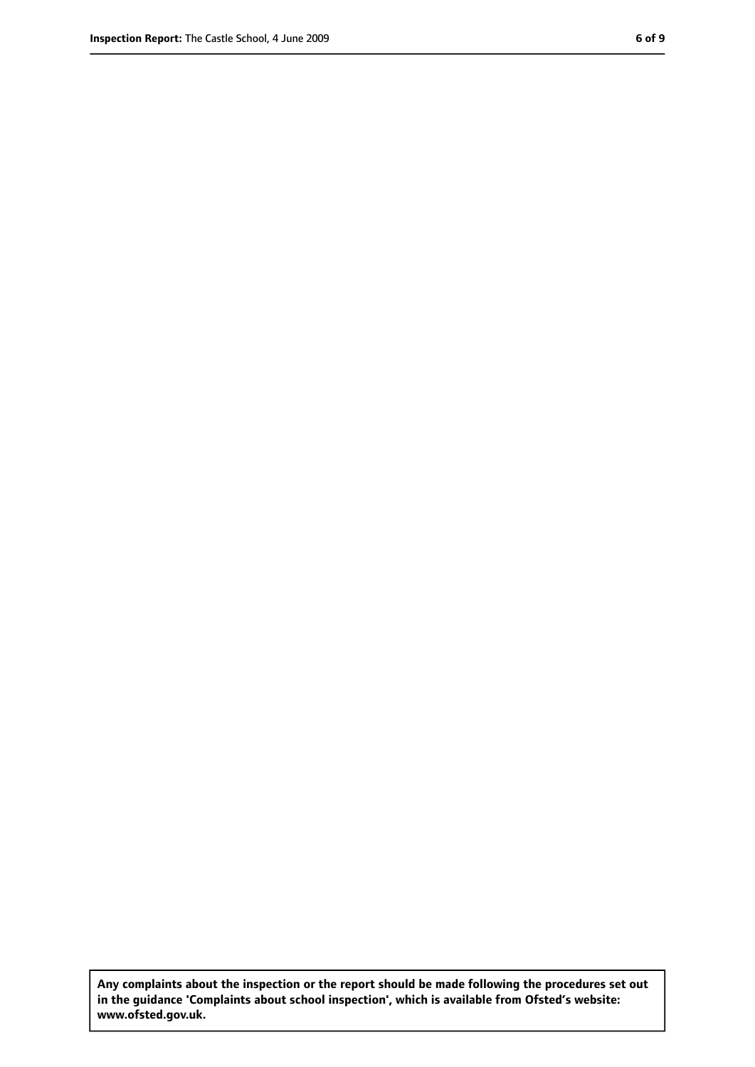**Any complaints about the inspection or the report should be made following the procedures set out in the guidance 'Complaints about school inspection', which is available from Ofsted's website: www.ofsted.gov.uk.**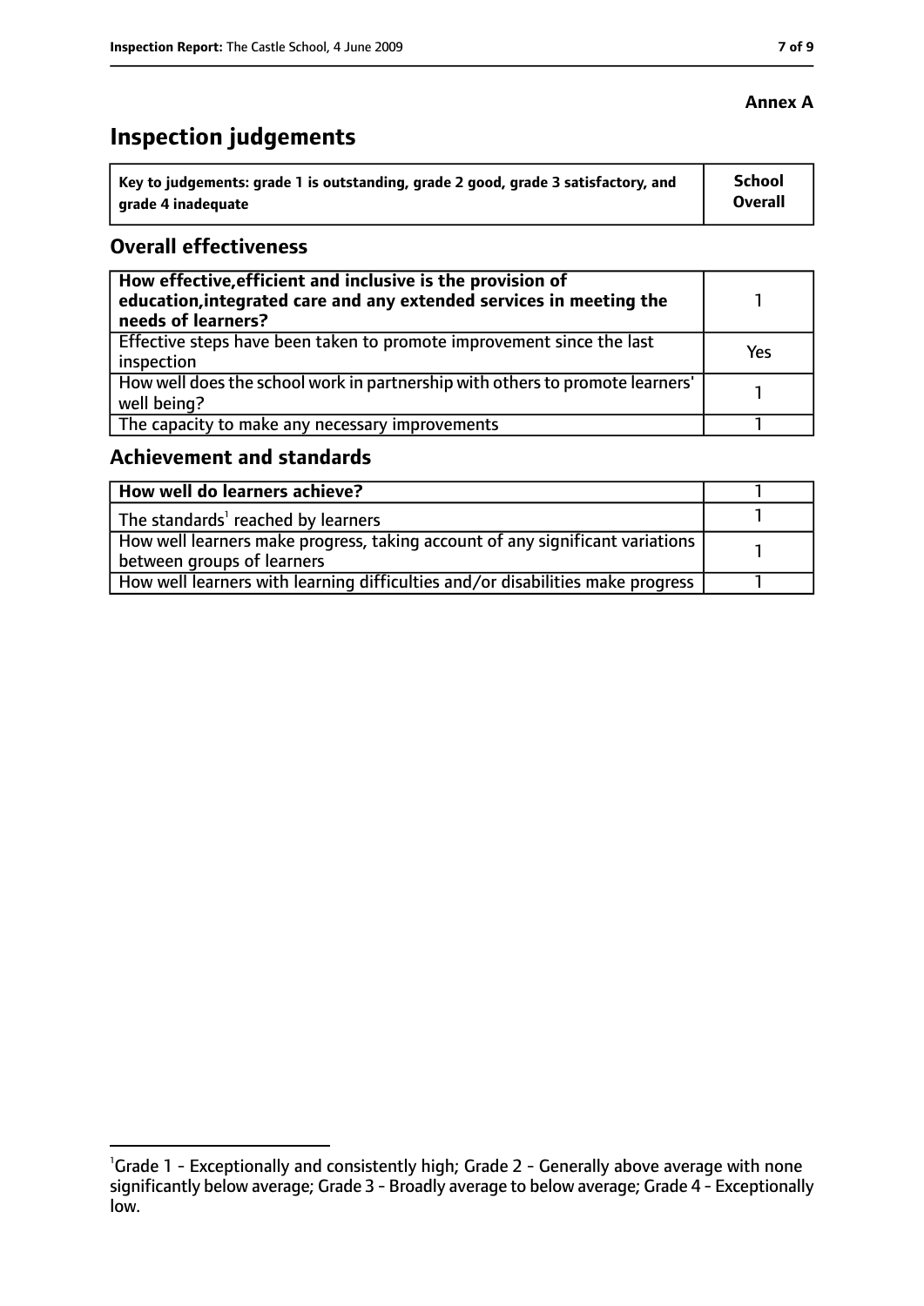**Annex A**

# Inspection judgements

| Key to judgements: grade 1 is outstanding, grade 2 good, grade 3 satisfactory, and grade 4 inadequate | School Overall |
|---|---|

## Overall effectiveness

| | |
|---|---|
| **How effective, efficient and inclusive is the provision of education, integrated care and any extended services in meeting the needs of learners?** | 1 |
| Effective steps have been taken to promote improvement since the last inspection | Yes |
| How well does the school work in partnership with others to promote learners' well being? | 1 |
| The capacity to make any necessary improvements | 1 |

## Achievement and standards

| | |
|---|---|
| **How well do learners achieve?** | 1 |
| The standards[1] reached by learners | 1 |
| How well learners make progress, taking account of any significant variations between groups of learners | 1 |
| How well learners with learning difficulties and/or disabilities make progress | 1 |

[1]Grade 1 - Exceptionally and consistently high; Grade 2 - Generally above average with none significantly below average; Grade 3 - Broadly average to below average; Grade 4 - Exceptionally low.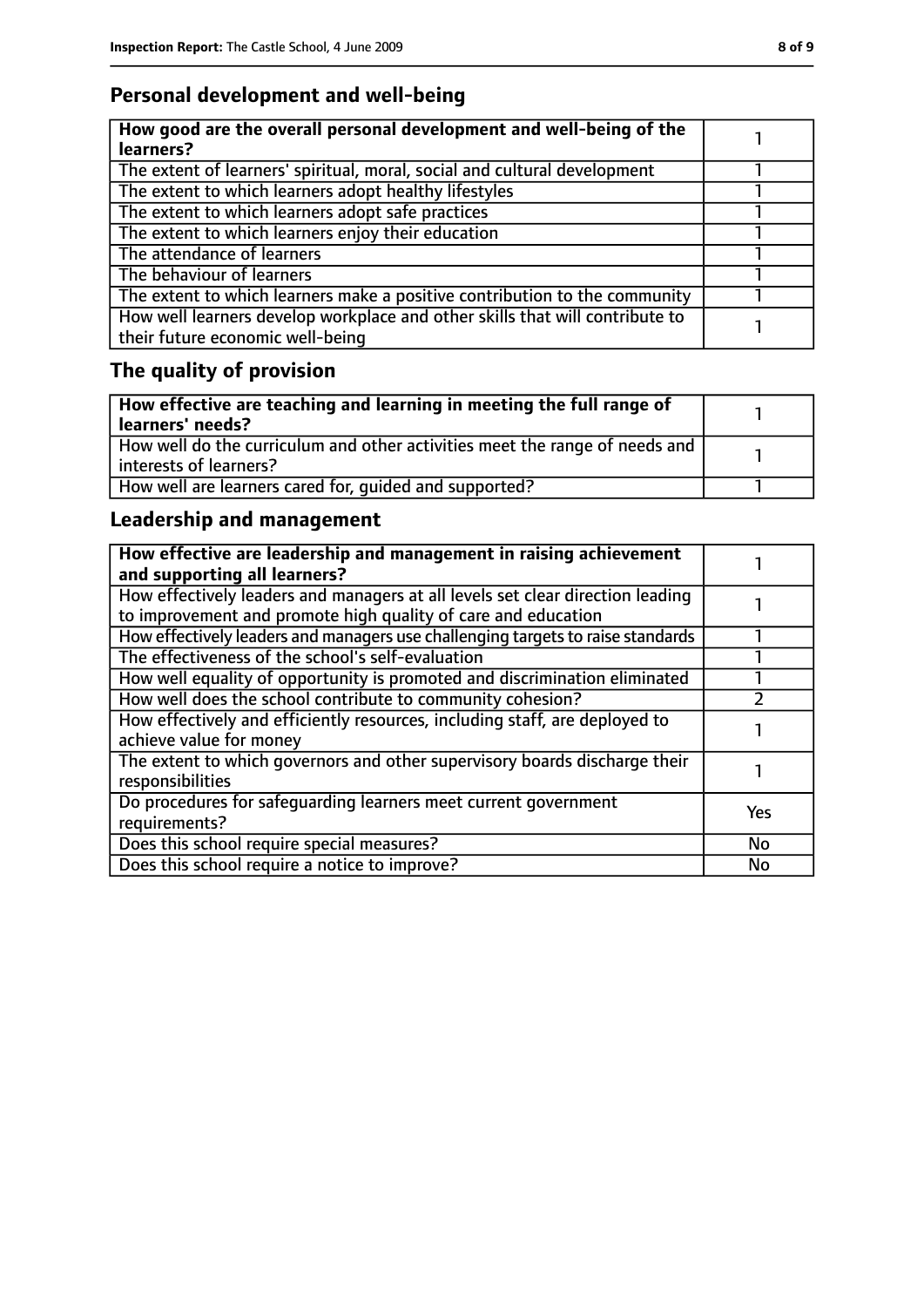## Personal development and well-being

| **How good are the overall personal development and well-being of the learners?** | 1 |
|---|---|
| The extent of learners' spiritual, moral, social and cultural development | 1 |
| The extent to which learners adopt healthy lifestyles | 1 |
| The extent to which learners adopt safe practices | 1 |
| The extent to which learners enjoy their education | 1 |
| The attendance of learners | 1 |
| The behaviour of learners | 1 |
| The extent to which learners make a positive contribution to the community | 1 |
| How well learners develop workplace and other skills that will contribute to their future economic well-being | 1 |

## The quality of provision

| **How effective are teaching and learning in meeting the full range of learners' needs?** | 1 |
|---|---|
| How well do the curriculum and other activities meet the range of needs and interests of learners? | 1 |
| How well are learners cared for, guided and supported? | 1 |

## Leadership and management

| **How effective are leadership and management in raising achievement and supporting all learners?** | 1 |
|---|---|
| How effectively leaders and managers at all levels set clear direction leading to improvement and promote high quality of care and education | 1 |
| How effectively leaders and managers use challenging targets to raise standards | 1 |
| The effectiveness of the school's self-evaluation | 1 |
| How well equality of opportunity is promoted and discrimination eliminated | 1 |
| How well does the school contribute to community cohesion? | 2 |
| How effectively and efficiently resources, including staff, are deployed to achieve value for money | 1 |
| The extent to which governors and other supervisory boards discharge their responsibilities | 1 |
| Do procedures for safeguarding learners meet current government requirements? | Yes |
| Does this school require special measures? | No |
| Does this school require a notice to improve? | No |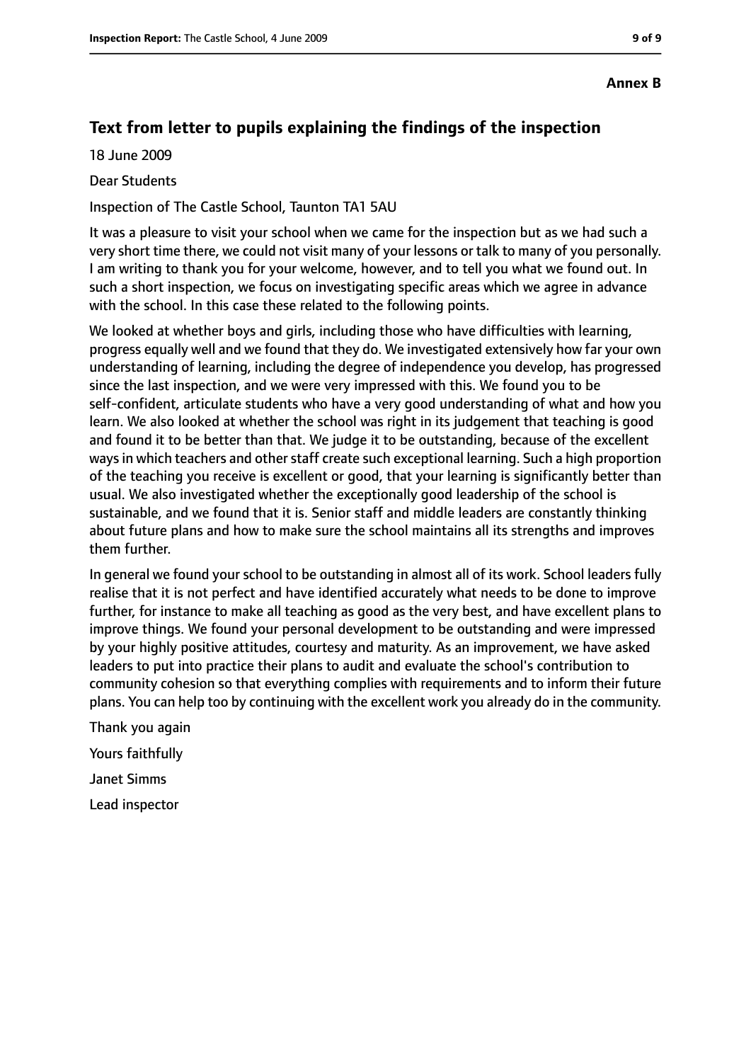**Annex B**

## Text from letter to pupils explaining the findings of the inspection

18 June 2009

Dear Students

Inspection of The Castle School, Taunton TA1 5AU

It was a pleasure to visit your school when we came for the inspection but as we had such a very short time there, we could not visit many of your lessons or talk to many of you personally. I am writing to thank you for your welcome, however, and to tell you what we found out. In such a short inspection, we focus on investigating specific areas which we agree in advance with the school. In this case these related to the following points.

We looked at whether boys and girls, including those who have difficulties with learning, progress equally well and we found that they do. We investigated extensively how far your own understanding of learning, including the degree of independence you develop, has progressed since the last inspection, and we were very impressed with this. We found you to be self-confident, articulate students who have a very good understanding of what and how you learn. We also looked at whether the school was right in its judgement that teaching is good and found it to be better than that. We judge it to be outstanding, because of the excellent ways in which teachers and other staff create such exceptional learning. Such a high proportion of the teaching you receive is excellent or good, that your learning is significantly better than usual. We also investigated whether the exceptionally good leadership of the school is sustainable, and we found that it is. Senior staff and middle leaders are constantly thinking about future plans and how to make sure the school maintains all its strengths and improves them further.

In general we found your school to be outstanding in almost all of its work. School leaders fully realise that it is not perfect and have identified accurately what needs to be done to improve further, for instance to make all teaching as good as the very best, and have excellent plans to improve things. We found your personal development to be outstanding and were impressed by your highly positive attitudes, courtesy and maturity. As an improvement, we have asked leaders to put into practice their plans to audit and evaluate the school's contribution to community cohesion so that everything complies with requirements and to inform their future plans. You can help too by continuing with the excellent work you already do in the community.

Thank you again

Yours faithfully

Janet Simms

Lead inspector